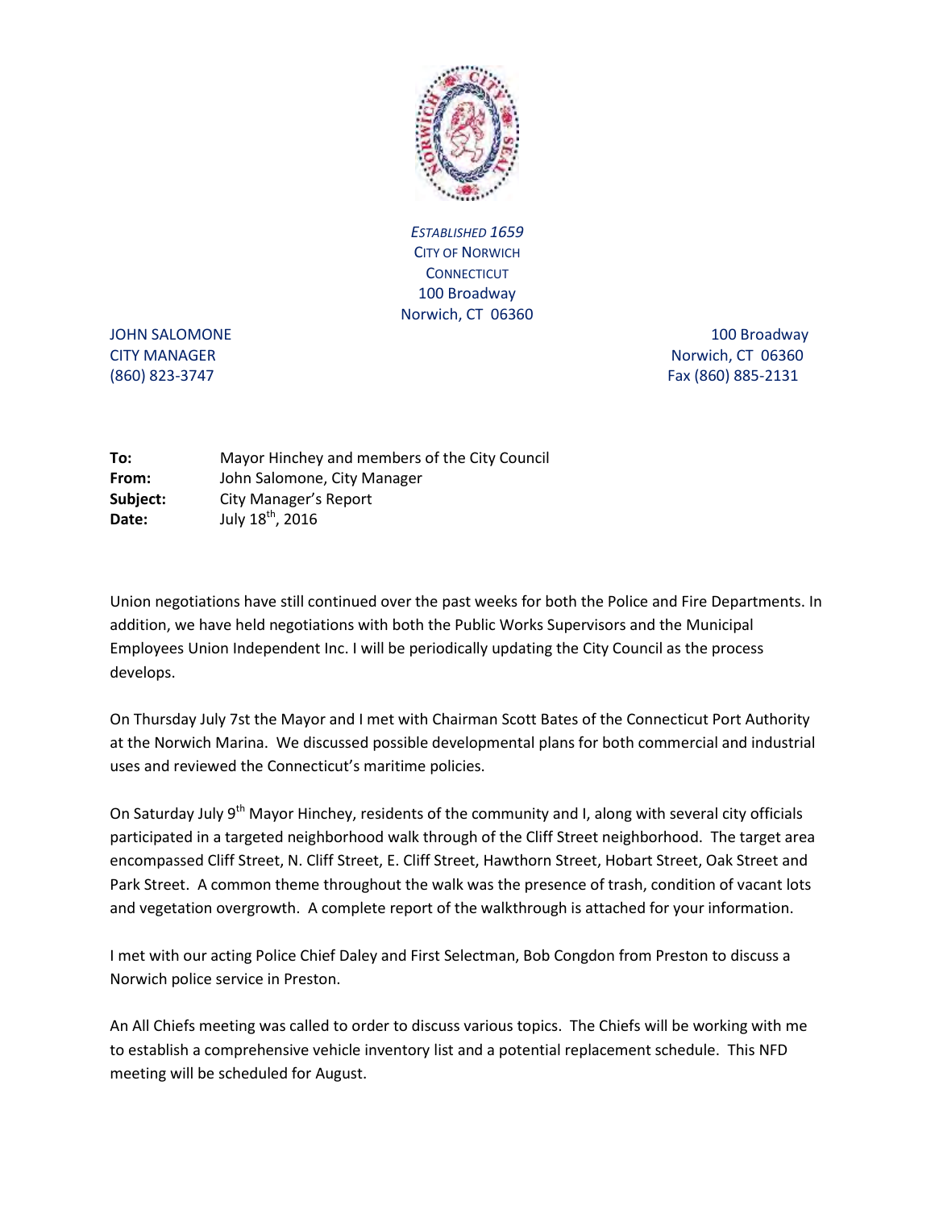*ESTABLISHED 1659*
CITY OF NORWICH
CONNECTICUT
100 Broadway
Norwich, CT 06360

JOHN SALOMONE
CITY MANAGER
(860) 823-3747

100 Broadway
Norwich, CT 06360
Fax (860) 885-2131

**To:** Mayor Hinchey and members of the City Council
**From:** John Salomone, City Manager
**Subject:** City Manager's Report
**Date:** July 18th, 2016

Union negotiations have still continued over the past weeks for both the Police and Fire Departments. In addition, we have held negotiations with both the Public Works Supervisors and the Municipal Employees Union Independent Inc. I will be periodically updating the City Council as the process develops.

On Thursday July 7st the Mayor and I met with Chairman Scott Bates of the Connecticut Port Authority at the Norwich Marina. We discussed possible developmental plans for both commercial and industrial uses and reviewed the Connecticut's maritime policies.

On Saturday July 9th Mayor Hinchey, residents of the community and I, along with several city officials participated in a targeted neighborhood walk through of the Cliff Street neighborhood. The target area encompassed Cliff Street, N. Cliff Street, E. Cliff Street, Hawthorn Street, Hobart Street, Oak Street and Park Street. A common theme throughout the walk was the presence of trash, condition of vacant lots and vegetation overgrowth. A complete report of the walkthrough is attached for your information.

I met with our acting Police Chief Daley and First Selectman, Bob Congdon from Preston to discuss a Norwich police service in Preston.

An All Chiefs meeting was called to order to discuss various topics. The Chiefs will be working with me to establish a comprehensive vehicle inventory list and a potential replacement schedule. This NFD meeting will be scheduled for August.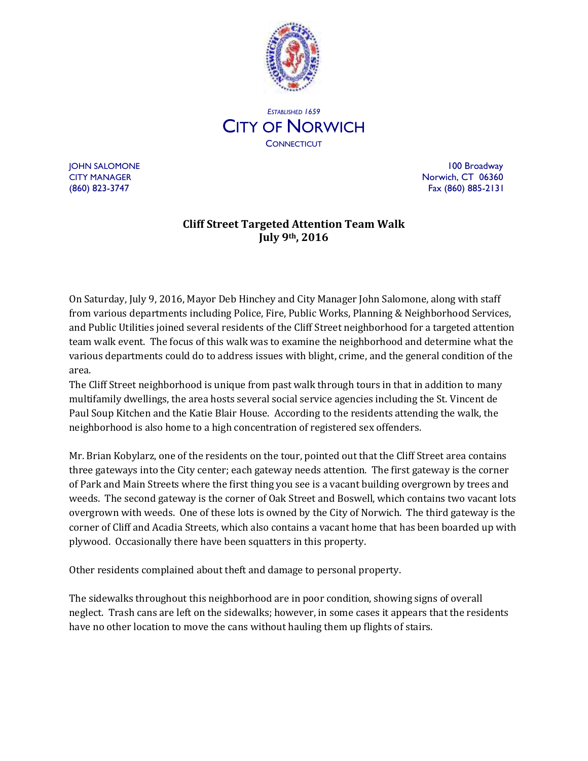*ESTABLISHED 1659*

# CITY OF NORWICH

CONNECTICUT

JOHN SALOMONE
CITY MANAGER
(860) 823-3747

100 Broadway
Norwich, CT 06360
Fax (860) 885-2131

## Cliff Street Targeted Attention Team Walk
## July 9th, 2016

On Saturday, July 9, 2016, Mayor Deb Hinchey and City Manager John Salomone, along with staff from various departments including Police, Fire, Public Works, Planning & Neighborhood Services, and Public Utilities joined several residents of the Cliff Street neighborhood for a targeted attention team walk event. The focus of this walk was to examine the neighborhood and determine what the various departments could do to address issues with blight, crime, and the general condition of the area.

The Cliff Street neighborhood is unique from past walk through tours in that in addition to many multifamily dwellings, the area hosts several social service agencies including the St. Vincent de Paul Soup Kitchen and the Katie Blair House. According to the residents attending the walk, the neighborhood is also home to a high concentration of registered sex offenders.

Mr. Brian Kobylarz, one of the residents on the tour, pointed out that the Cliff Street area contains three gateways into the City center; each gateway needs attention. The first gateway is the corner of Park and Main Streets where the first thing you see is a vacant building overgrown by trees and weeds. The second gateway is the corner of Oak Street and Boswell, which contains two vacant lots overgrown with weeds. One of these lots is owned by the City of Norwich. The third gateway is the corner of Cliff and Acadia Streets, which also contains a vacant home that has been boarded up with plywood. Occasionally there have been squatters in this property.

Other residents complained about theft and damage to personal property.

The sidewalks throughout this neighborhood are in poor condition, showing signs of overall neglect. Trash cans are left on the sidewalks; however, in some cases it appears that the residents have no other location to move the cans without hauling them up flights of stairs.